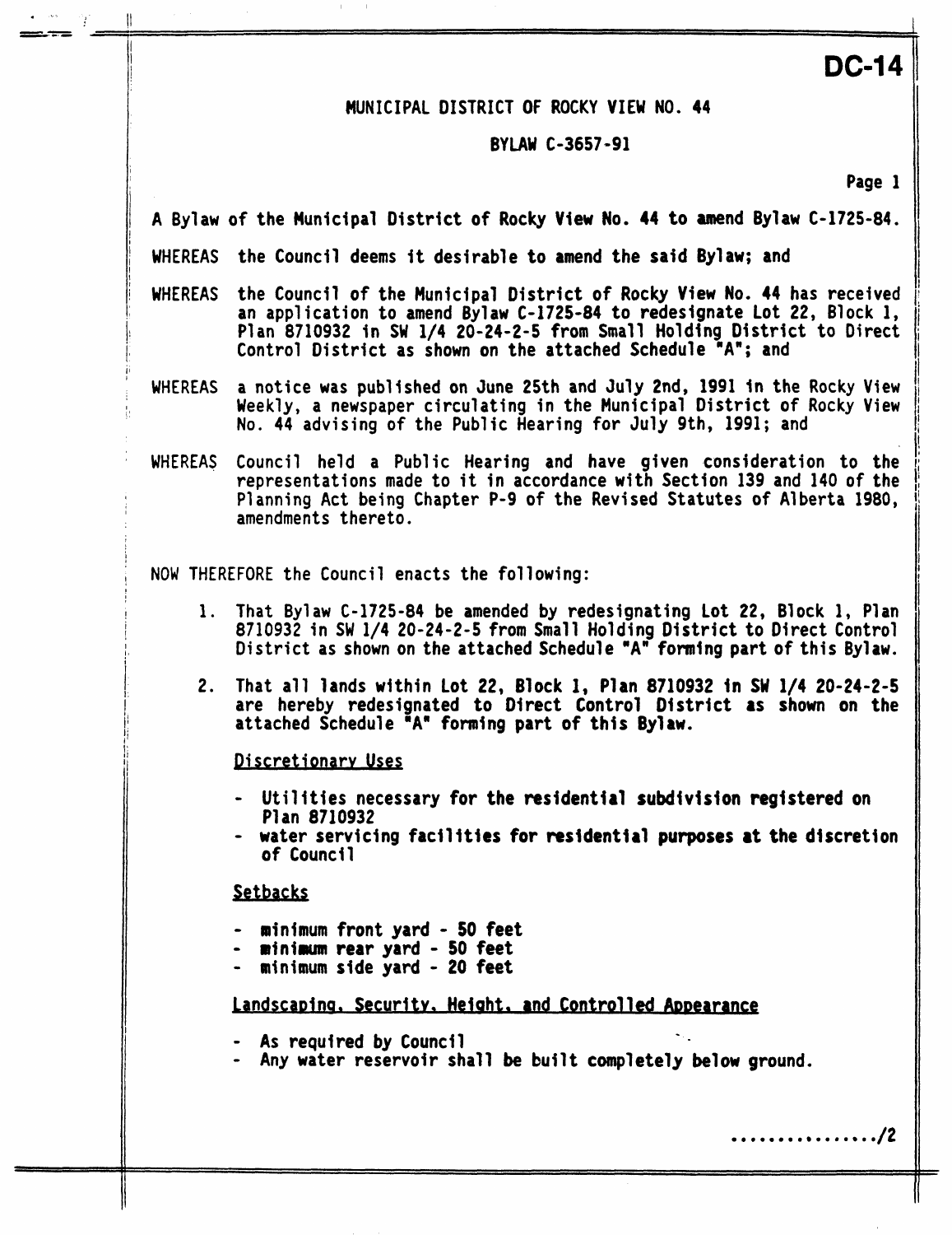**DC-14**

# MUNICIPAL DISTRICT OF ROCKY VIEW NO. 44

## BYLAW C-3657-91

A Bylaw of the Municipal District of Rocky View No. 44 to amend Bylaw C-1725-84.

WHEREAS the Council deems it desirable to amend the said Bylaw; and

WHEREAS the Council of the Municipal District of Rocky View No. 44 has received an application to amend Bylaw C-1725-84 to redesignate Lot 22, Block 1, Plan 8710932 in SW 1/4 20-24-2-5 from Small Holding District to Direct Control District as shown on the attached Schedule "A"; and

WHEREAS a notice was published on June 25th and July 2nd, 1991 in the Rocky View Weekly, a newspaper circulating in the Municipal District of Rocky View No. 44 advising of the Public Hearing for July 9th, 1991; and

WHEREAS Council held a Public Hearing and have given consideration to the representations made to it in accordance with Section 139 and 140 of the Planning Act being Chapter P-9 of the Revised Statutes of Alberta 1980, amendments thereto.

NOW THEREFORE the Council enacts the following:

1. That Bylaw C-1725-84 be amended by redesignating Lot 22, Block 1, Plan 8710932 in SW 1/4 20-24-2-5 from Small Holding District to Direct Control District as shown on the attached Schedule "A" forming part of this Bylaw.

2. That all lands within Lot 22, Block 1, Plan 8710932 in SW 1/4 20-24-2-5 are hereby redesignated to Direct Control District as shown on the attached Schedule "A" forming part of this Bylaw.

   Discretionary Uses

   - Utilities necessary for the residential subdivision registered on Plan 8710932
   - water servicing facilities for residential purposes at the discretion of Council

   Setbacks

   - minimum front yard - 50 feet
   - minimum rear yard - 50 feet
   - minimum side yard - 20 feet

   Landscaping, Security, Height, and Controlled Appearance

   - As required by Council
   - Any water reservoir shall be built completely below ground.

................/2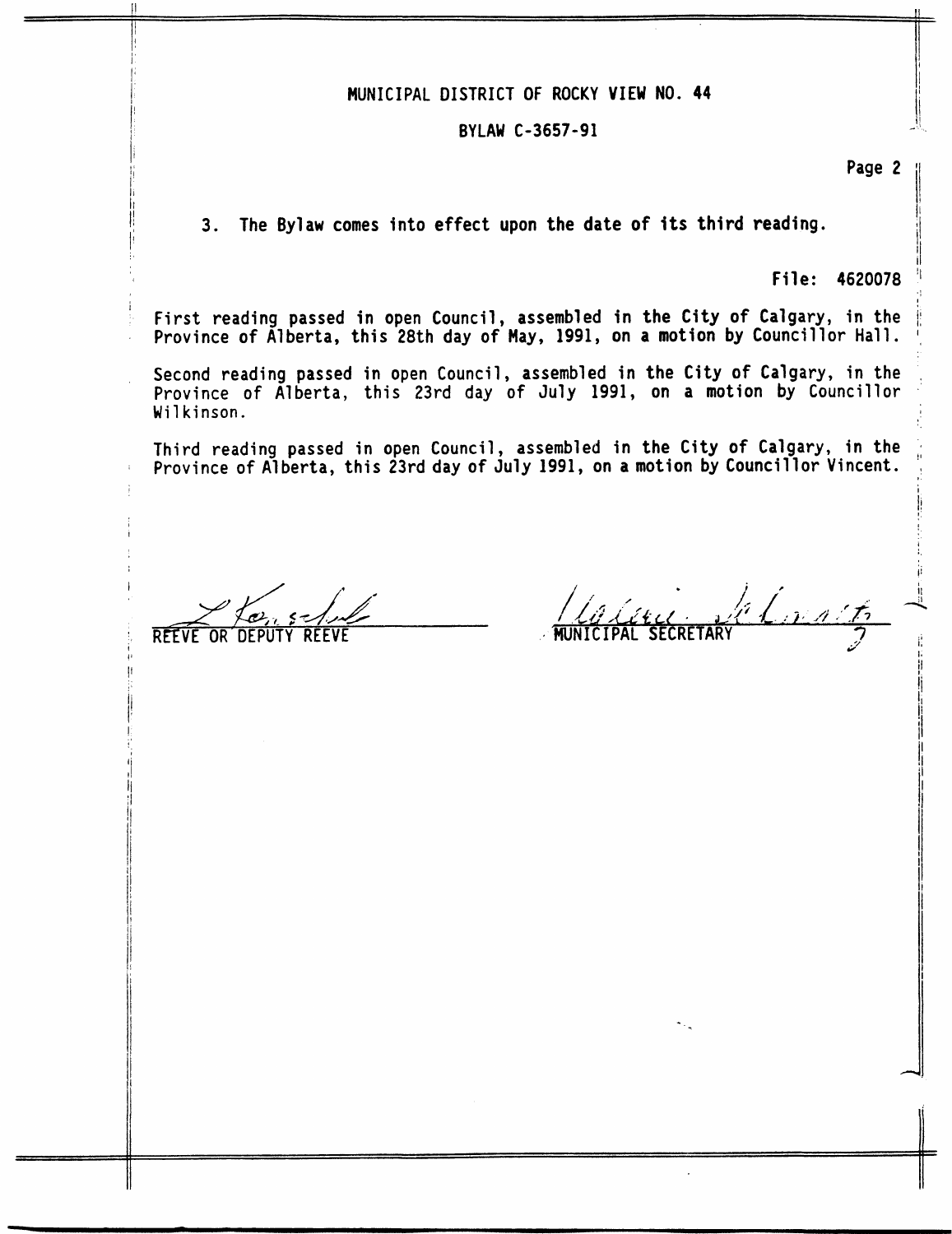MUNICIPAL DISTRICT OF ROCKY VIEW NO. 44

BYLAW C-3657-91

3. The Bylaw comes into effect upon the date of its third reading.

File: 4620078

First reading passed in open Council, assembled in the City of Calgary, in the Province of Alberta, this 28th day of May, 1991, on a motion by Councillor Hall.

Second reading passed in open Council, assembled in the City of Calgary, in the Province of Alberta, this 23rd day of July 1991, on a motion by Councillor Wilkinson.

Third reading passed in open Council, assembled in the City of Calgary, in the Province of Alberta, this 23rd day of July 1991, on a motion by Councillor Vincent.

REEVE OR DEPUTY REEVE

MUNICIPAL SECRETARY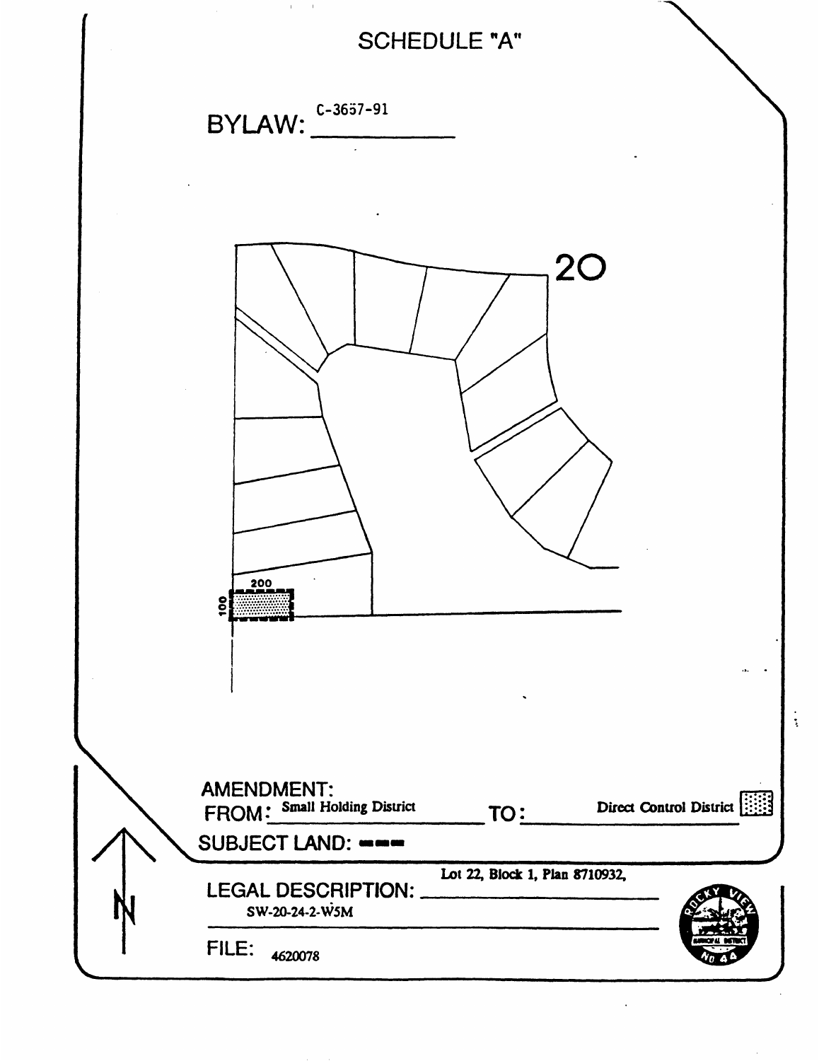# SCHEDULE "A"

BYLAW: C-3657-91

20

200

100

AMENDMENT:

FROM: Small Holding District TO: Direct Control District

SUBJECT LAND: ▬▬▬

LEGAL DESCRIPTION: Lot 22, Block 1, Plan 8710932, SW-20-24-2-W5M

FILE: 4620078

N